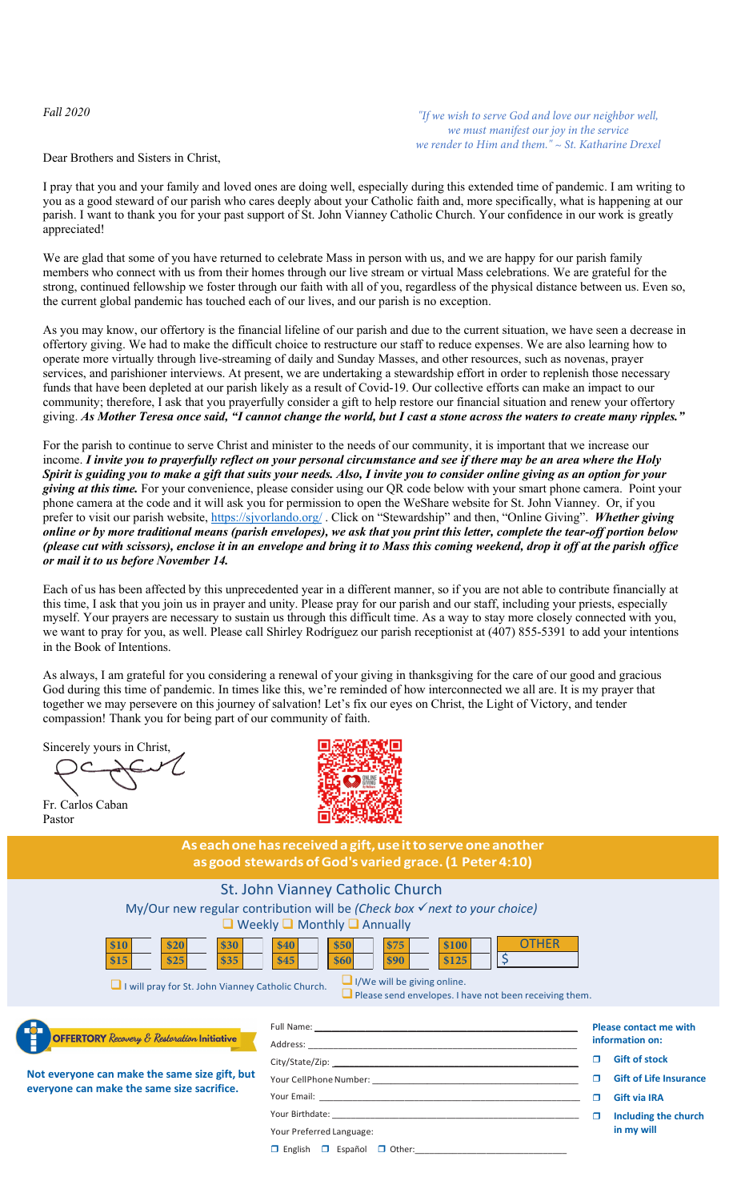*Fall 2020*

*"If we wish to serve God and love our neighbor well, we must manifest our joy in the service we render to Him and them." ~ St. Katharine Drexel*

Dear Brothers and Sisters in Christ,

I pray that you and your family and loved ones are doing well, especially during this extended time of pandemic. I am writing to you as a good steward of our parish who cares deeply about your Catholic faith and, more specifically, what is happening at our parish. I want to thank you for your past support of St. John Vianney Catholic Church. Your confidence in our work is greatly appreciated!

We are glad that some of you have returned to celebrate Mass in person with us, and we are happy for our parish family members who connect with us from their homes through our live stream or virtual Mass celebrations. We are grateful for the strong, continued fellowship we foster through our faith with all of you, regardless of the physical distance between us. Even so, the current global pandemic has touched each of our lives, and our parish is no exception.

As you may know, our offertory is the financial lifeline of our parish and due to the current situation, we have seen a decrease in offertory giving. We had to make the difficult choice to restructure our staff to reduce expenses. We are also learning how to operate more virtually through live-streaming of daily and Sunday Masses, and other resources, such as novenas, prayer services, and parishioner interviews. At present, we are undertaking a stewardship effort in order to replenish those necessary funds that have been depleted at our parish likely as a result of Covid-19. Our collective efforts can make an impact to our community; therefore, I ask that you prayerfully consider a gift to help restore our financial situation and renew your offertory giving. ***As Mother Teresa once said, "I cannot change the world, but I cast a stone across the waters to create many ripples."***

For the parish to continue to serve Christ and minister to the needs of our community, it is important that we increase our income. ***I invite you to prayerfully reflect on your personal circumstance and see if there may be an area where the Holy Spirit is guiding you to make a gift that suits your needs. Also, I invite you to consider online giving as an option for your giving at this time.*** For your convenience, please consider using our QR code below with your smart phone camera. Point your phone camera at the code and it will ask you for permission to open the WeShare website for St. John Vianney. Or, if you prefer to visit our parish website, https://sjvorlando.org/ . Click on "Stewardship" and then, "Online Giving". ***Whether giving online or by more traditional means (parish envelopes), we ask that you print this letter, complete the tear-off portion below (please cut with scissors), enclose it in an envelope and bring it to Mass this coming weekend, drop it off at the parish office or mail it to us before November 14.***

Each of us has been affected by this unprecedented year in a different manner, so if you are not able to contribute financially at this time, I ask that you join us in prayer and unity. Please pray for our parish and our staff, including your priests, especially myself. Your prayers are necessary to sustain us through this difficult time. As a way to stay more closely connected with you, we want to pray for you, as well. Please call Shirley Rodríguez our parish receptionist at (407) 855-5391 to add your intentions in the Book of Intentions.

As always, I am grateful for you considering a renewal of your giving in thanksgiving for the care of our good and gracious God during this time of pandemic. In times like this, we're reminded of how interconnected we all are. It is my prayer that together we may persevere on this journey of salvation! Let's fix our eyes on Christ, the Light of Victory, and tender compassion! Thank you for being part of our community of faith.

Sincerely yours in Christ,

Fr. Carlos Caban
Pastor

**As each one has received a gift, use it to serve one another as good stewards of God's varied grace. (1 Peter 4:10)**

## St. John Vianney Catholic Church

My/Our new regular contribution will be *(Check box ✓ next to your choice)*

❑ Weekly ❑ Monthly ❑ Annually

| $10 | $20 | $30 | $40 | $50 | $75 | $100 | OTHER |
|---|---|---|---|---|---|---|---|
| $15 | $25 | $35 | $45 | $60 | $90 | $125 | $ |

❑ I will pray for St. John Vianney Catholic Church.

❑ I/We will be giving online.

❑ Please send envelopes. I have not been receiving them.

**OFFERTORY** *Recovery & Restoration* **Initiative**

**Not everyone can make the same size gift, but everyone can make the same size sacrifice.**

Full Name: ______________________

Address: ______________________

City/State/Zip: ______________________

Your CellPhone Number: ______________________

Your Email: ______________________

Your Birthdate: ______________________

Your Preferred Language:

❑ English ❑ Español ❑ Other: ______________________

**Please contact me with information on:**

- ❑ **Gift of stock**
- ❑ **Gift of Life Insurance**
- ❑ **Gift via IRA**
- ❑ **Including the church in my will**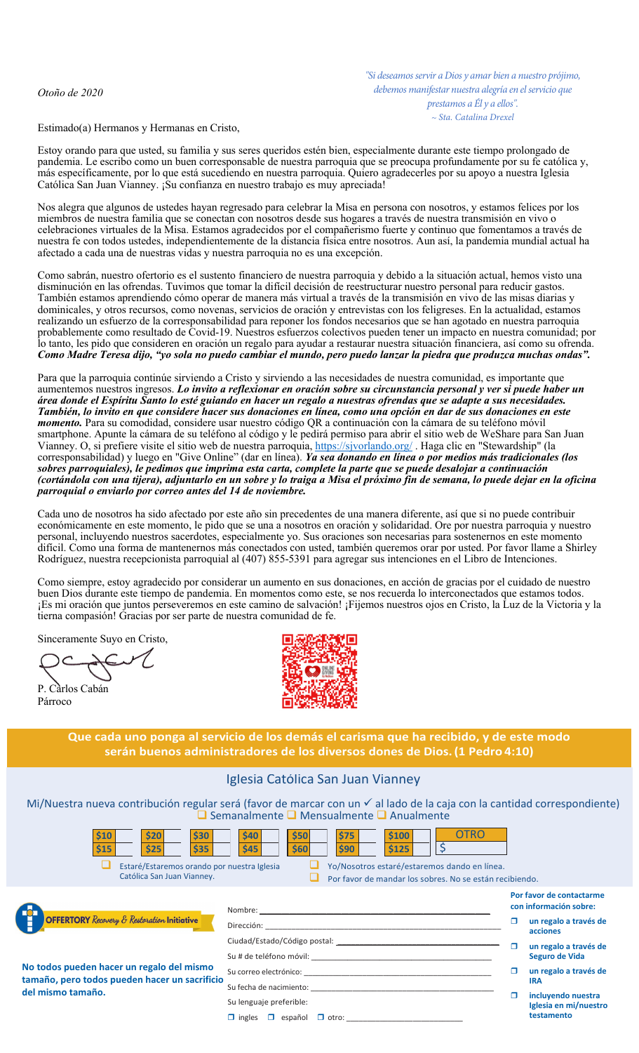Otoño de 2020

*"Si deseamos servir a Dios y amar bien a nuestro prójimo, debemos manifestar nuestra alegría en el servicio que prestamos a Él y a ellos". ~ Sta. Catalina Drexel*

Estimado(a) Hermanos y Hermanas en Cristo,

Estoy orando para que usted, su familia y sus seres queridos estén bien, especialmente durante este tiempo prolongado de pandemia. Le escribo como un buen corresponsable de nuestra parroquia que se preocupa profundamente por su fe católica y, más específicamente, por lo que está sucediendo en nuestra parroquia. Quiero agradecerles por su apoyo a nuestra Iglesia Católica San Juan Vianney. ¡Su confianza en nuestro trabajo es muy apreciada!

Nos alegra que algunos de ustedes hayan regresado para celebrar la Misa en persona con nosotros, y estamos felices por los miembros de nuestra familia que se conectan con nosotros desde sus hogares a través de nuestra transmisión en vivo o celebraciones virtuales de la Misa. Estamos agradecidos por el compañerismo fuerte y continuo que fomentamos a través de nuestra fe con todos ustedes, independientemente de la distancia física entre nosotros. Aun así, la pandemia mundial actual ha afectado a cada una de nuestras vidas y nuestra parroquia no es una excepción.

Como sabrán, nuestro ofertorio es el sustento financiero de nuestra parroquia y debido a la situación actual, hemos visto una disminución en las ofrendas. Tuvimos que tomar la difícil decisión de reestructurar nuestro personal para reducir gastos. También estamos aprendiendo cómo operar de manera más virtual a través de la transmisión en vivo de las misas diarias y dominicales, y otros recursos, como novenas, servicios de oración y entrevistas con los feligreses. En la actualidad, estamos realizando un esfuerzo de la corresponsabilidad para reponer los fondos necesarios que se han agotado en nuestra parroquia probablemente como resultado de Covid-19. Nuestros esfuerzos colectivos pueden tener un impacto en nuestra comunidad; por lo tanto, les pido que consideren en oración un regalo para ayudar a restaurar nuestra situación financiera, así como su ofrenda. ***Como Madre Teresa dijo, "yo sola no puedo cambiar el mundo, pero puedo lanzar la piedra que produzca muchas ondas".***

Para que la parroquia continúe sirviendo a Cristo y sirviendo a las necesidades de nuestra comunidad, es importante que aumentemos nuestros ingresos. ***Lo invito a reflexionar en oración sobre su circunstancia personal y ver si puede haber un área donde el Espíritu Santo lo esté guiando en hacer un regalo a nuestras ofrendas que se adapte a sus necesidades. También, lo invito en que considere hacer sus donaciones en línea, como una opción en dar de sus donaciones en este momento.*** Para su comodidad, considere usar nuestro código QR a continuación con la cámara de su teléfono móvil smartphone. Apunte la cámara de su teléfono al código y le pedirá permiso para abrir el sitio web de WeShare para San Juan Vianney. O, si prefiere visite el sitio web de nuestra parroquia, https://sjvorlando.org/ . Haga clic en "Stewardship" (la corresponsabilidad) y luego en "Give Online" (dar en línea). ***Ya sea donando en línea o por medios más tradicionales (los sobres parroquiales), le pedimos que imprima esta carta, complete la parte que se puede desalojar a continuación (cortándola con una tijera), adjuntarlo en un sobre y lo traiga a Misa el próximo fin de semana, lo puede dejar en la oficina parroquial o enviarlo por correo antes del 14 de noviembre.***

Cada uno de nosotros ha sido afectado por este año sin precedentes de una manera diferente, así que si no puede contribuir económicamente en este momento, le pido que se una a nosotros en oración y solidaridad. Ore por nuestra parroquia y nuestro personal, incluyendo nuestros sacerdotes, especialmente yo. Sus oraciones son necesarias para sostenernos en este momento difícil. Como una forma de mantenernos más conectados con usted, también queremos orar por usted. Por favor llame a Shirley Rodríguez, nuestra recepcionista parroquial al (407) 855-5391 para agregar sus intenciones en el Libro de Intenciones.

Como siempre, estoy agradecido por considerar un aumento en sus donaciones, en acción de gracias por el cuidado de nuestro buen Dios durante este tiempo de pandemia. En momentos como este, se nos recuerda lo interconectados que estamos todos. ¡Es mi oración que juntos perseveremos en este camino de salvación! ¡Fijemos nuestros ojos en Cristo, la Luz de la Victoria y la tierna compasión! Gracias por ser parte de nuestra comunidad de fe.

Sinceramente Suyo en Cristo,

P. Carlos Cabán
Párroco

**Que cada uno ponga al servicio de los demás el carisma que ha recibido, y de este modo serán buenos administradores de los diversos dones de Dios. (1 Pedro 4:10)**

## Iglesia Católica San Juan Vianney

Mi/Nuestra nueva contribución regular será (favor de marcar con un ✓ al lado de la caja con la cantidad correspondiente)

❑ Semanalmente ❑ Mensualmente ❑ Anualmente

| | | | | | | | |
|---|---|---|---|---|---|---|---|
| $10 | $20 | $30 | $40 | $50 | $75 | $100 | OTRO |
| $15 | $25 | $35 | $45 | $60 | $90 | $125 | $ |

❑ Estaré/Estaremos orando por nuestra Iglesia Católica San Juan Vianney.

❑ Yo/Nosotros estaré/estaremos dando en línea.

❑ Por favor de mandar los sobres. No se están recibiendo.

**OFFERTORY** *Recovery & Restoration* **Initiative**

**No todos pueden hacer un regalo del mismo tamaño, pero todos pueden hacer un sacrificio del mismo tamaño.**

Nombre: ______________________

Dirección: ______________________

Ciudad/Estado/Código postal: ______________________

Su # de teléfono móvil: ______________________

Su correo electrónico: ______________________

Su fecha de nacimiento: ______________________

Su lenguaje preferible:

❑ ingles ❑ español ❑ otro: ______________

**Por favor de contactarme con información sobre:**

- ❑ **un regalo a través de acciones**
- ❑ **un regalo a través de Seguro de Vida**
- ❑ **un regalo a través de IRA**
- ❑ **incluyendo nuestra Iglesia en mi/nuestro testamento**